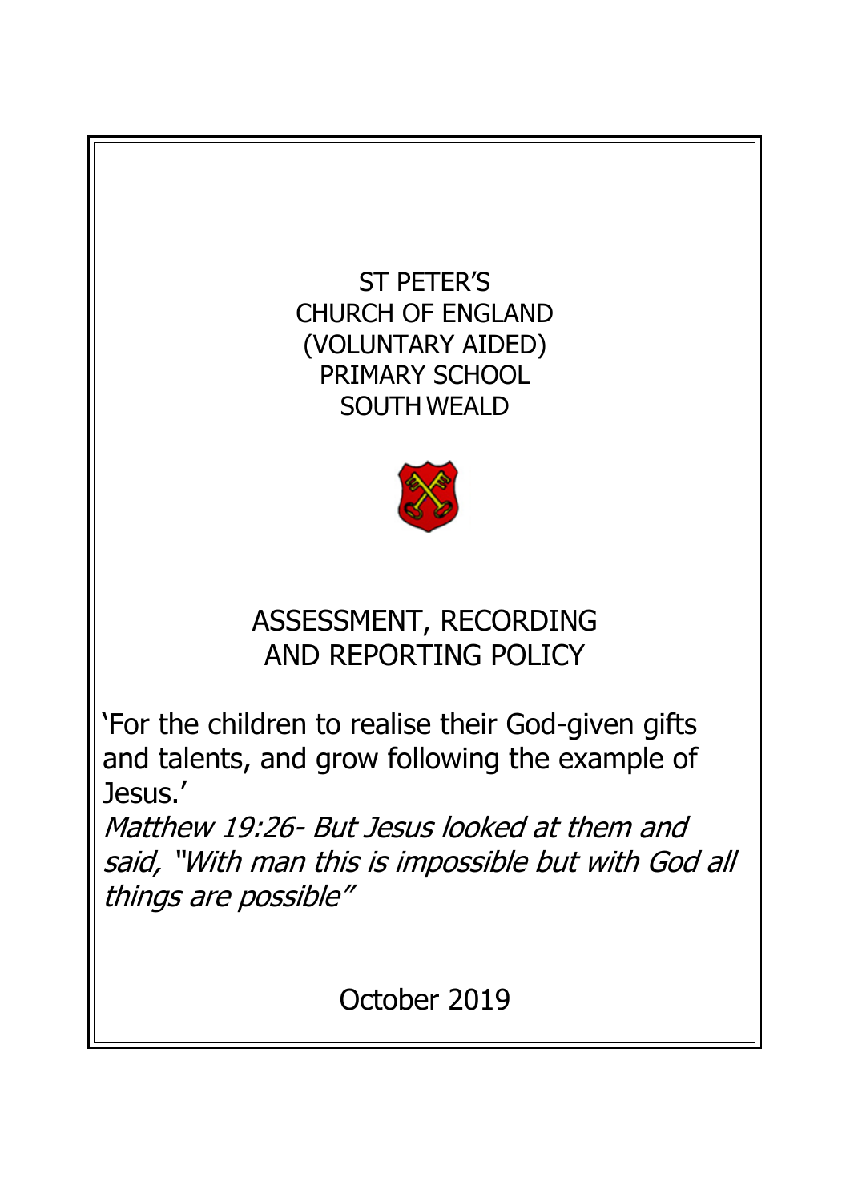# ST PETER'S CHURCH OF ENGLAND (VOLUNTARY AIDED) PRIMARY SCHOOL SOUTH WEALD

## ASSESSMENT, RECORDING AND REPORTING POLICY

'For the children to realise their God-given gifts and talents, and grow following the example of Jesus.'

*Matthew 19:26- But Jesus looked at them and said, "With man this is impossible but with God all things are possible"*

October 2019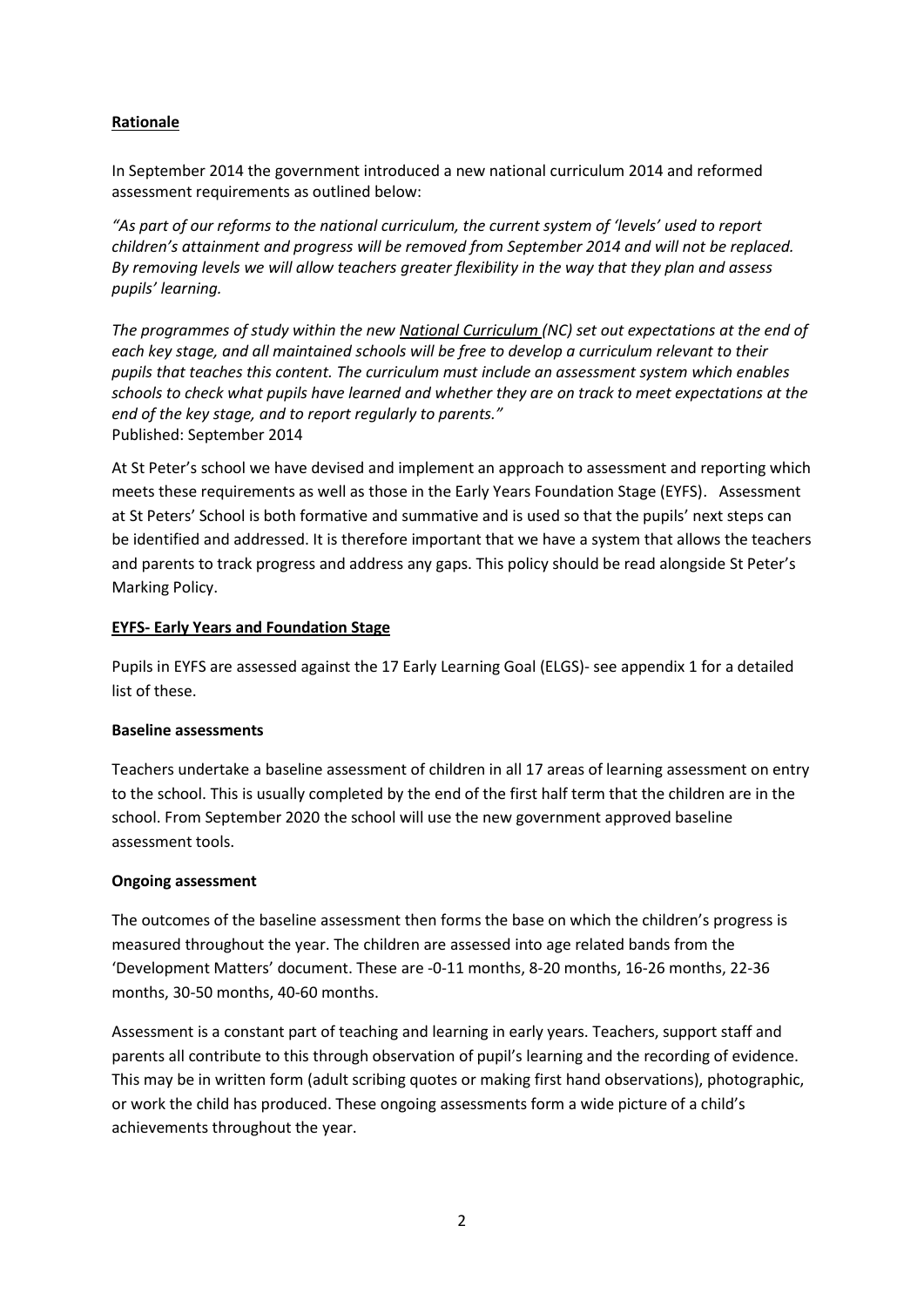## Rationale

In September 2014 the government introduced a new national curriculum 2014 and reformed assessment requirements as outlined below:

*"As part of our reforms to the national curriculum, the current system of 'levels' used to report children's attainment and progress will be removed from September 2014 and will not be replaced. By removing levels we will allow teachers greater flexibility in the way that they plan and assess pupils' learning.*

*The programmes of study within the new National Curriculum (NC) set out expectations at the end of each key stage, and all maintained schools will be free to develop a curriculum relevant to their pupils that teaches this content. The curriculum must include an assessment system which enables schools to check what pupils have learned and whether they are on track to meet expectations at the end of the key stage, and to report regularly to parents."*
Published: September 2014

At St Peter's school we have devised and implement an approach to assessment and reporting which meets these requirements as well as those in the Early Years Foundation Stage (EYFS). Assessment at St Peters' School is both formative and summative and is used so that the pupils' next steps can be identified and addressed. It is therefore important that we have a system that allows the teachers and parents to track progress and address any gaps. This policy should be read alongside St Peter's Marking Policy.

## EYFS- Early Years and Foundation Stage

Pupils in EYFS are assessed against the 17 Early Learning Goal (ELGS)- see appendix 1 for a detailed list of these.

### Baseline assessments

Teachers undertake a baseline assessment of children in all 17 areas of learning assessment on entry to the school. This is usually completed by the end of the first half term that the children are in the school. From September 2020 the school will use the new government approved baseline assessment tools.

### Ongoing assessment

The outcomes of the baseline assessment then forms the base on which the children's progress is measured throughout the year. The children are assessed into age related bands from the 'Development Matters' document. These are -0-11 months, 8-20 months, 16-26 months, 22-36 months, 30-50 months, 40-60 months.

Assessment is a constant part of teaching and learning in early years. Teachers, support staff and parents all contribute to this through observation of pupil's learning and the recording of evidence. This may be in written form (adult scribing quotes or making first hand observations), photographic, or work the child has produced. These ongoing assessments form a wide picture of a child's achievements throughout the year.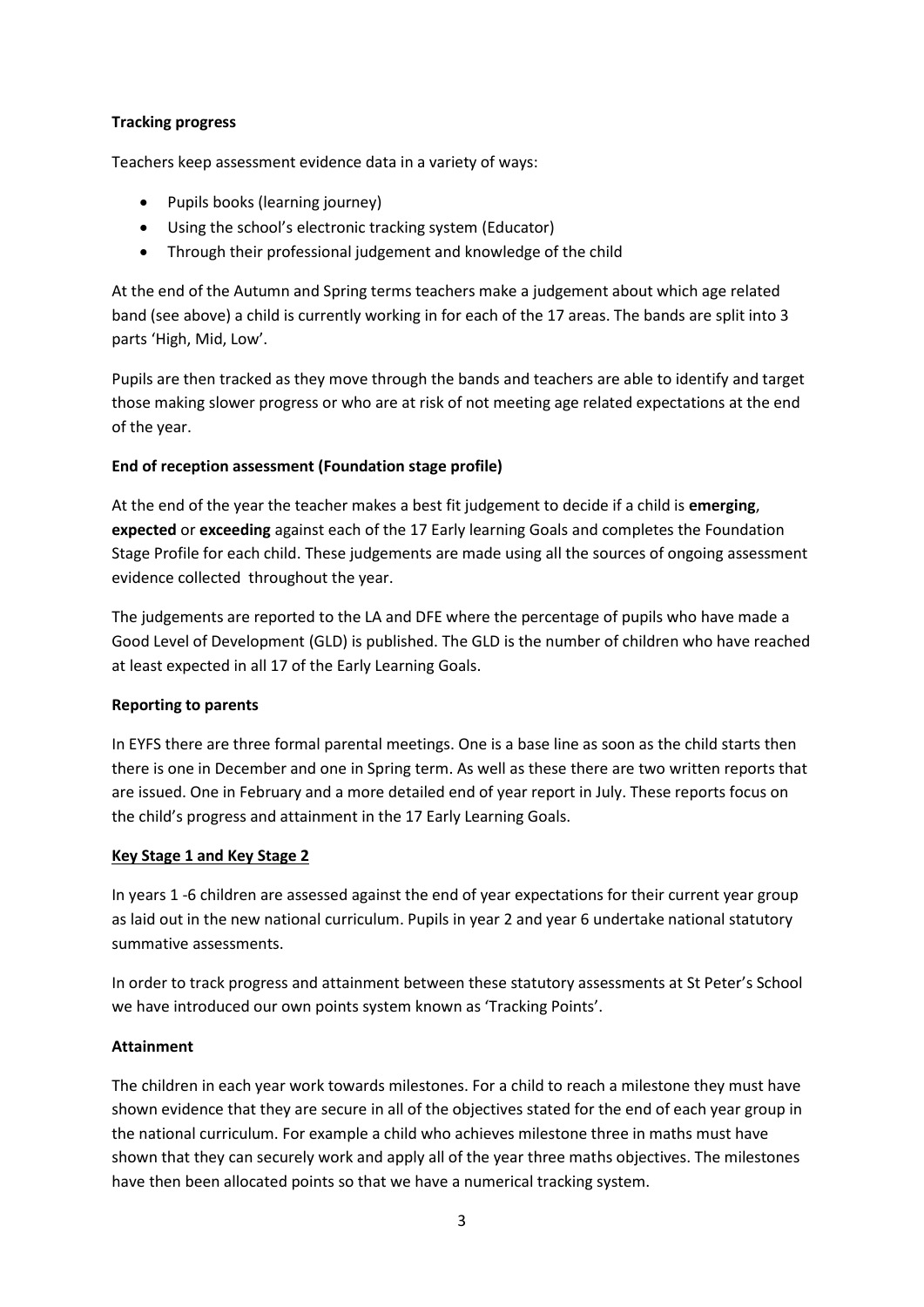**Tracking progress**

Teachers keep assessment evidence data in a variety of ways:

- Pupils books (learning journey)
- Using the school's electronic tracking system (Educator)
- Through their professional judgement and knowledge of the child

At the end of the Autumn and Spring terms teachers make a judgement about which age related band (see above) a child is currently working in for each of the 17 areas. The bands are split into 3 parts 'High, Mid, Low'.

Pupils are then tracked as they move through the bands and teachers are able to identify and target those making slower progress or who are at risk of not meeting age related expectations at the end of the year.

**End of reception assessment (Foundation stage profile)**

At the end of the year the teacher makes a best fit judgement to decide if a child is **emerging**, **expected** or **exceeding** against each of the 17 Early learning Goals and completes the Foundation Stage Profile for each child. These judgements are made using all the sources of ongoing assessment evidence collected throughout the year.

The judgements are reported to the LA and DFE where the percentage of pupils who have made a Good Level of Development (GLD) is published. The GLD is the number of children who have reached at least expected in all 17 of the Early Learning Goals.

**Reporting to parents**

In EYFS there are three formal parental meetings. One is a base line as soon as the child starts then there is one in December and one in Spring term. As well as these there are two written reports that are issued. One in February and a more detailed end of year report in July. These reports focus on the child's progress and attainment in the 17 Early Learning Goals.

**Key Stage 1 and Key Stage 2**

In years 1 -6 children are assessed against the end of year expectations for their current year group as laid out in the new national curriculum. Pupils in year 2 and year 6 undertake national statutory summative assessments.

In order to track progress and attainment between these statutory assessments at St Peter's School we have introduced our own points system known as 'Tracking Points'.

**Attainment**

The children in each year work towards milestones. For a child to reach a milestone they must have shown evidence that they are secure in all of the objectives stated for the end of each year group in the national curriculum. For example a child who achieves milestone three in maths must have shown that they can securely work and apply all of the year three maths objectives. The milestones have then been allocated points so that we have a numerical tracking system.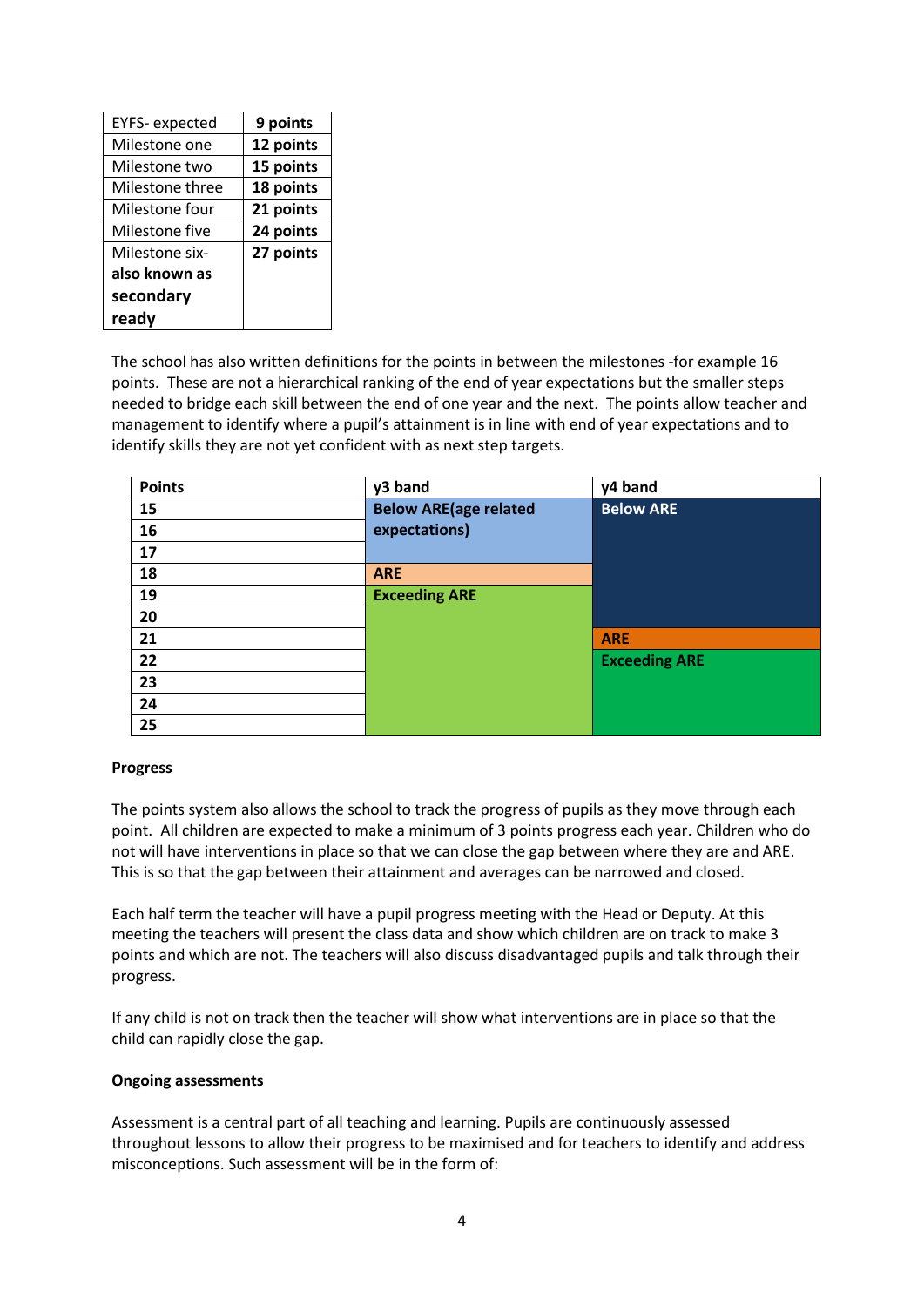| EYFS- expected | **9 points** |
| --- | --- |
| Milestone one | **12 points** |
| Milestone two | **15 points** |
| Milestone three | **18 points** |
| Milestone four | **21 points** |
| Milestone five | **24 points** |
| Milestone six- **also known as secondary ready** | **27 points** |

The school has also written definitions for the points in between the milestones -for example 16 points. These are not a hierarchical ranking of the end of year expectations but the smaller steps needed to bridge each skill between the end of one year and the next. The points allow teacher and management to identify where a pupil's attainment is in line with end of year expectations and to identify skills they are not yet confident with as next step targets.

| **Points** | **y3 band** | **y4 band** |
| --- | --- | --- |
| **15** | **Below ARE(age related expectations)** | **Below ARE** |
| **16** | | |
| **17** | | |
| **18** | **ARE** | |
| **19** | **Exceeding ARE** | |
| **20** | | |
| **21** | | **ARE** |
| **22** | | **Exceeding ARE** |
| **23** | | |
| **24** | | |
| **25** | | |

**Progress**

The points system also allows the school to track the progress of pupils as they move through each point. All children are expected to make a minimum of 3 points progress each year. Children who do not will have interventions in place so that we can close the gap between where they are and ARE. This is so that the gap between their attainment and averages can be narrowed and closed.

Each half term the teacher will have a pupil progress meeting with the Head or Deputy. At this meeting the teachers will present the class data and show which children are on track to make 3 points and which are not. The teachers will also discuss disadvantaged pupils and talk through their progress.

If any child is not on track then the teacher will show what interventions are in place so that the child can rapidly close the gap.

**Ongoing assessments**

Assessment is a central part of all teaching and learning. Pupils are continuously assessed throughout lessons to allow their progress to be maximised and for teachers to identify and address misconceptions. Such assessment will be in the form of: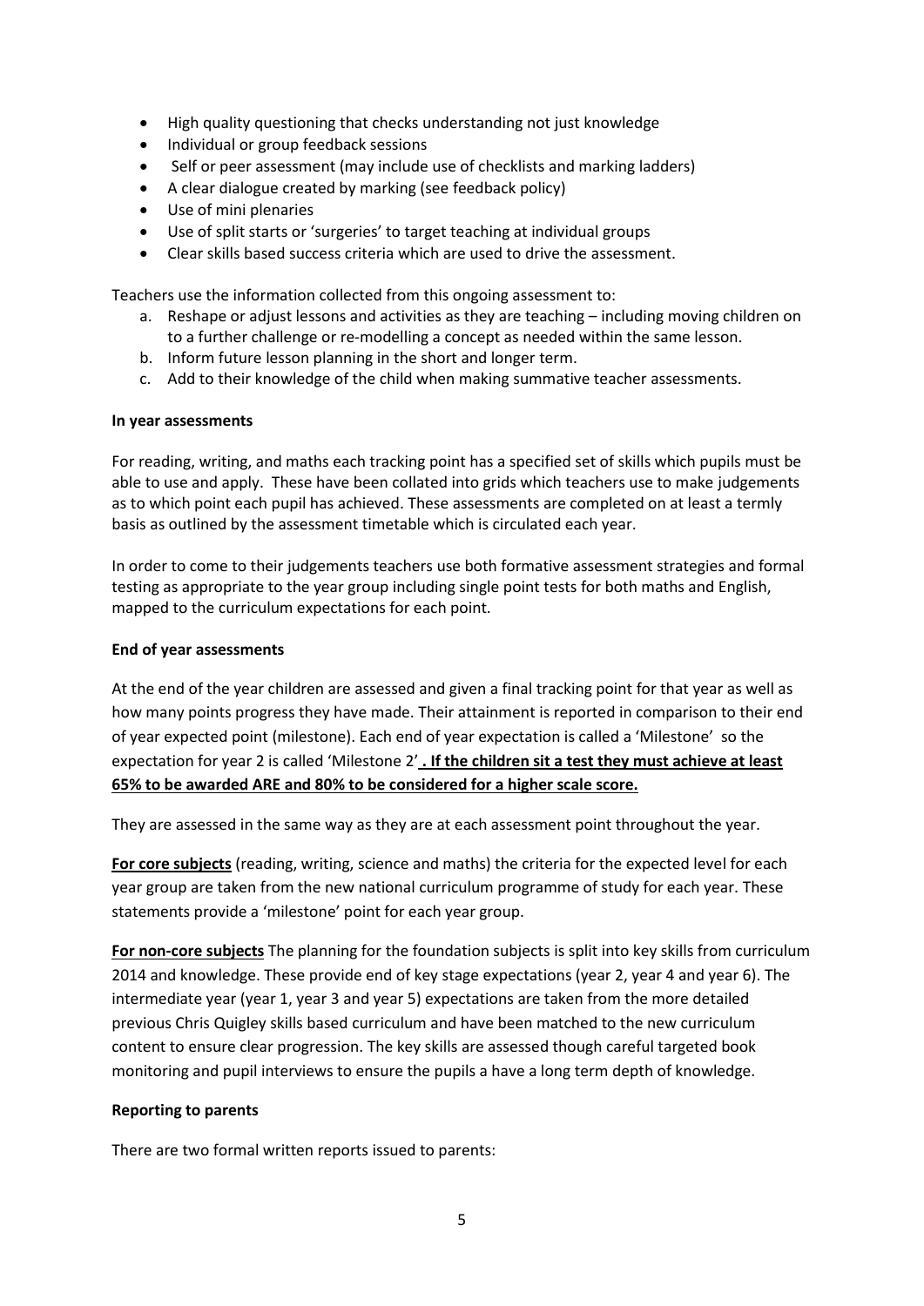- High quality questioning that checks understanding not just knowledge
- Individual or group feedback sessions
- Self or peer assessment (may include use of checklists and marking ladders)
- A clear dialogue created by marking (see feedback policy)
- Use of mini plenaries
- Use of split starts or 'surgeries' to target teaching at individual groups
- Clear skills based success criteria which are used to drive the assessment.

Teachers use the information collected from this ongoing assessment to:

a. Reshape or adjust lessons and activities as they are teaching – including moving children on to a further challenge or re-modelling a concept as needed within the same lesson.
b. Inform future lesson planning in the short and longer term.
c. Add to their knowledge of the child when making summative teacher assessments.

**In year assessments**

For reading, writing, and maths each tracking point has a specified set of skills which pupils must be able to use and apply. These have been collated into grids which teachers use to make judgements as to which point each pupil has achieved. These assessments are completed on at least a termly basis as outlined by the assessment timetable which is circulated each year.

In order to come to their judgements teachers use both formative assessment strategies and formal testing as appropriate to the year group including single point tests for both maths and English, mapped to the curriculum expectations for each point.

**End of year assessments**

At the end of the year children are assessed and given a final tracking point for that year as well as how many points progress they have made. Their attainment is reported in comparison to their end of year expected point (milestone). Each end of year expectation is called a 'Milestone' so the expectation for year 2 is called 'Milestone 2' **. If the children sit a test they must achieve at least 65% to be awarded ARE and 80% to be considered for a higher scale score.**

They are assessed in the same way as they are at each assessment point throughout the year.

**For core subjects** (reading, writing, science and maths) the criteria for the expected level for each year group are taken from the new national curriculum programme of study for each year. These statements provide a 'milestone' point for each year group.

**For non-core subjects** The planning for the foundation subjects is split into key skills from curriculum 2014 and knowledge. These provide end of key stage expectations (year 2, year 4 and year 6). The intermediate year (year 1, year 3 and year 5) expectations are taken from the more detailed previous Chris Quigley skills based curriculum and have been matched to the new curriculum content to ensure clear progression. The key skills are assessed though careful targeted book monitoring and pupil interviews to ensure the pupils a have a long term depth of knowledge.

**Reporting to parents**

There are two formal written reports issued to parents: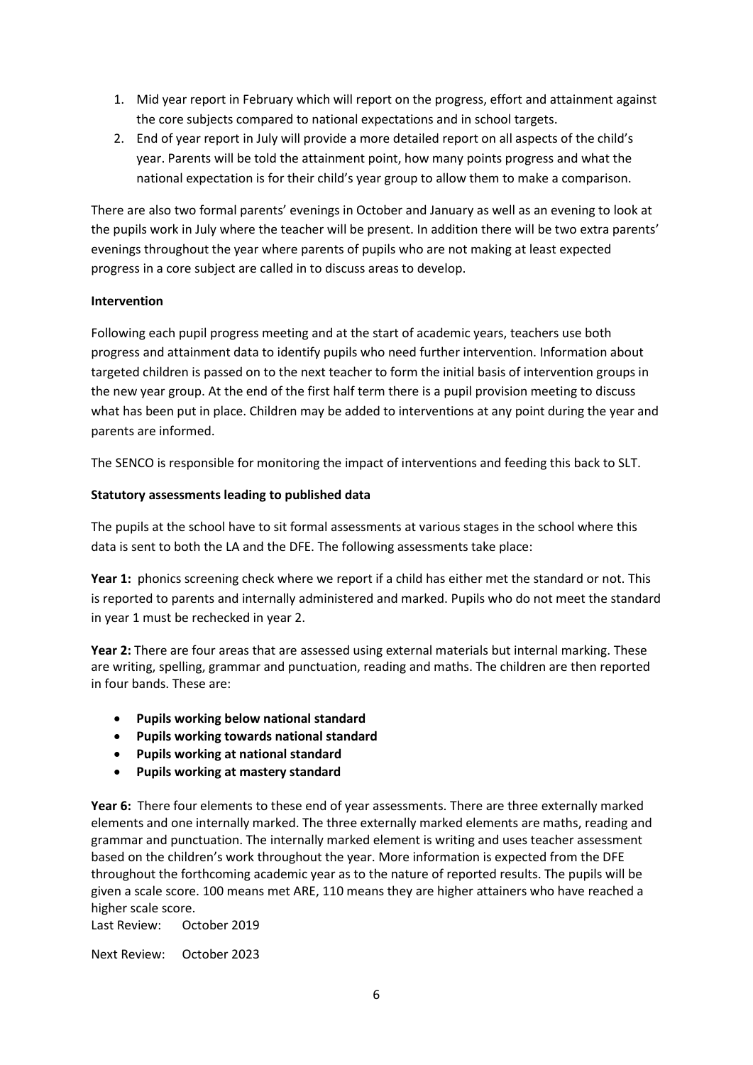1. Mid year report in February which will report on the progress, effort and attainment against the core subjects compared to national expectations and in school targets.
2. End of year report in July will provide a more detailed report on all aspects of the child's year. Parents will be told the attainment point, how many points progress and what the national expectation is for their child's year group to allow them to make a comparison.

There are also two formal parents' evenings in October and January as well as an evening to look at the pupils work in July where the teacher will be present. In addition there will be two extra parents' evenings throughout the year where parents of pupils who are not making at least expected progress in a core subject are called in to discuss areas to develop.

**Intervention**

Following each pupil progress meeting and at the start of academic years, teachers use both progress and attainment data to identify pupils who need further intervention. Information about targeted children is passed on to the next teacher to form the initial basis of intervention groups in the new year group. At the end of the first half term there is a pupil provision meeting to discuss what has been put in place. Children may be added to interventions at any point during the year and parents are informed.

The SENCO is responsible for monitoring the impact of interventions and feeding this back to SLT.

**Statutory assessments leading to published data**

The pupils at the school have to sit formal assessments at various stages in the school where this data is sent to both the LA and the DFE. The following assessments take place:

**Year 1:** phonics screening check where we report if a child has either met the standard or not. This is reported to parents and internally administered and marked. Pupils who do not meet the standard in year 1 must be rechecked in year 2.

**Year 2:** There are four areas that are assessed using external materials but internal marking. These are writing, spelling, grammar and punctuation, reading and maths. The children are then reported in four bands. These are:

- **Pupils working below national standard**
- **Pupils working towards national standard**
- **Pupils working at national standard**
- **Pupils working at mastery standard**

**Year 6:** There four elements to these end of year assessments. There are three externally marked elements and one internally marked. The three externally marked elements are maths, reading and grammar and punctuation. The internally marked element is writing and uses teacher assessment based on the children's work throughout the year. More information is expected from the DFE throughout the forthcoming academic year as to the nature of reported results. The pupils will be given a scale score. 100 means met ARE, 110 means they are higher attainers who have reached a higher scale score.

Last Review: October 2019

Next Review: October 2023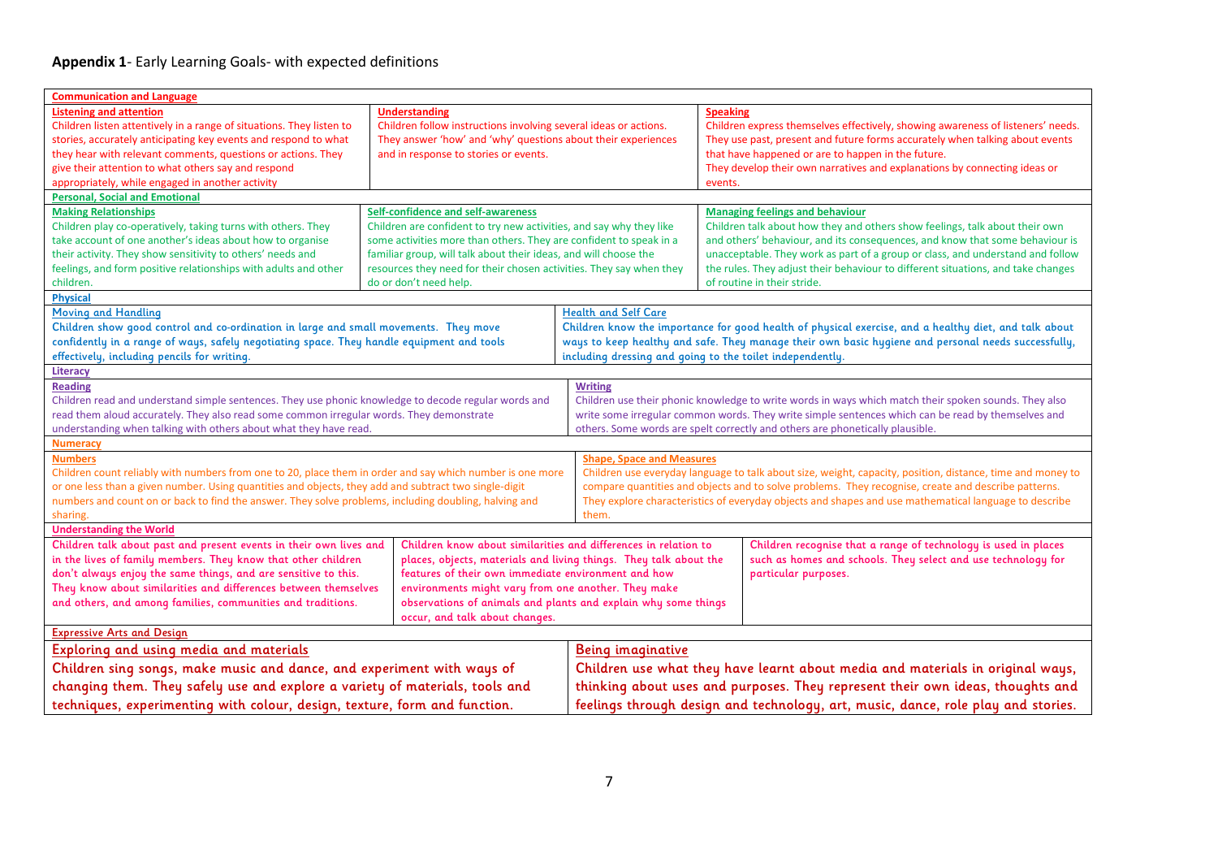**Appendix 1**- Early Learning Goals- with expected definitions

| | | |
|---|---|---|
| **Communication and Language** | | |
| **Listening and attention**<br>Children listen attentively in a range of situations. They listen to stories, accurately anticipating key events and respond to what they hear with relevant comments, questions or actions. They give their attention to what others say and respond appropriately, while engaged in another activity | **Understanding**<br>Children follow instructions involving several ideas or actions. They answer 'how' and 'why' questions about their experiences and in response to stories or events. | **Speaking**<br>Children express themselves effectively, showing awareness of listeners' needs. They use past, present and future forms accurately when talking about events that have happened or are to happen in the future. They develop their own narratives and explanations by connecting ideas or events. |
| **Personal, Social and Emotional** | | |
| **Making Relationships**<br>Children play co-operatively, taking turns with others. They take account of one another's ideas about how to organise their activity. They show sensitivity to others' needs and feelings, and form positive relationships with adults and other children. | **Self-confidence and self-awareness**<br>Children are confident to try new activities, and say why they like some activities more than others. They are confident to speak in a familiar group, will talk about their ideas, and will choose the resources they need for their chosen activities. They say when they do or don't need help. | **Managing feelings and behaviour**<br>Children talk about how they and others show feelings, talk about their own and others' behaviour, and its consequences, and know that some behaviour is unacceptable. They work as part of a group or class, and understand and follow the rules. They adjust their behaviour to different situations, and take changes of routine in their stride. |
| **Physical** | | |
| **Moving and Handling**<br>Children show good control and co-ordination in large and small movements. They move confidently in a range of ways, safely negotiating space. They handle equipment and tools effectively, including pencils for writing. | **Health and Self Care**<br>Children know the importance for good health of physical exercise, and a healthy diet, and talk about ways to keep healthy and safe. They manage their own basic hygiene and personal needs successfully, including dressing and going to the toilet independently. | |
| **Literacy** | | |
| **Reading**<br>Children read and understand simple sentences. They use phonic knowledge to decode regular words and read them aloud accurately. They also read some common irregular words. They demonstrate understanding when talking with others about what they have read. | **Writing**<br>Children use their phonic knowledge to write words in ways which match their spoken sounds. They also write some irregular common words. They write simple sentences which can be read by themselves and others. Some words are spelt correctly and others are phonetically plausible. | |
| **Numeracy** | | |
| **Numbers**<br>Children count reliably with numbers from one to 20, place them in order and say which number is one more or one less than a given number. Using quantities and objects, they add and subtract two single-digit numbers and count on or back to find the answer. They solve problems, including doubling, halving and sharing. | **Shape, Space and Measures**<br>Children use everyday language to talk about size, weight, capacity, position, distance, time and money to compare quantities and objects and to solve problems. They recognise, create and describe patterns. They explore characteristics of everyday objects and shapes and use mathematical language to describe them. | |
| **Understanding the World** | | |
| Children talk about past and present events in their own lives and in the lives of family members. They know that other children don't always enjoy the same things, and are sensitive to this. They know about similarities and differences between themselves and others, and among families, communities and traditions. | Children know about similarities and differences in relation to places, objects, materials and living things. They talk about the features of their own immediate environment and how environments might vary from one another. They make observations of animals and plants and explain why some things occur, and talk about changes. | Children recognise that a range of technology is used in places such as homes and schools. They select and use technology for particular purposes. |
| **Expressive Arts and Design** | | |
| **Exploring and using media and materials**<br>Children sing songs, make music and dance, and experiment with ways of changing them. They safely use and explore a variety of materials, tools and techniques, experimenting with colour, design, texture, form and function. | **Being imaginative**<br>Children use what they have learnt about media and materials in original ways, thinking about uses and purposes. They represent their own ideas, thoughts and feelings through design and technology, art, music, dance, role play and stories. | |